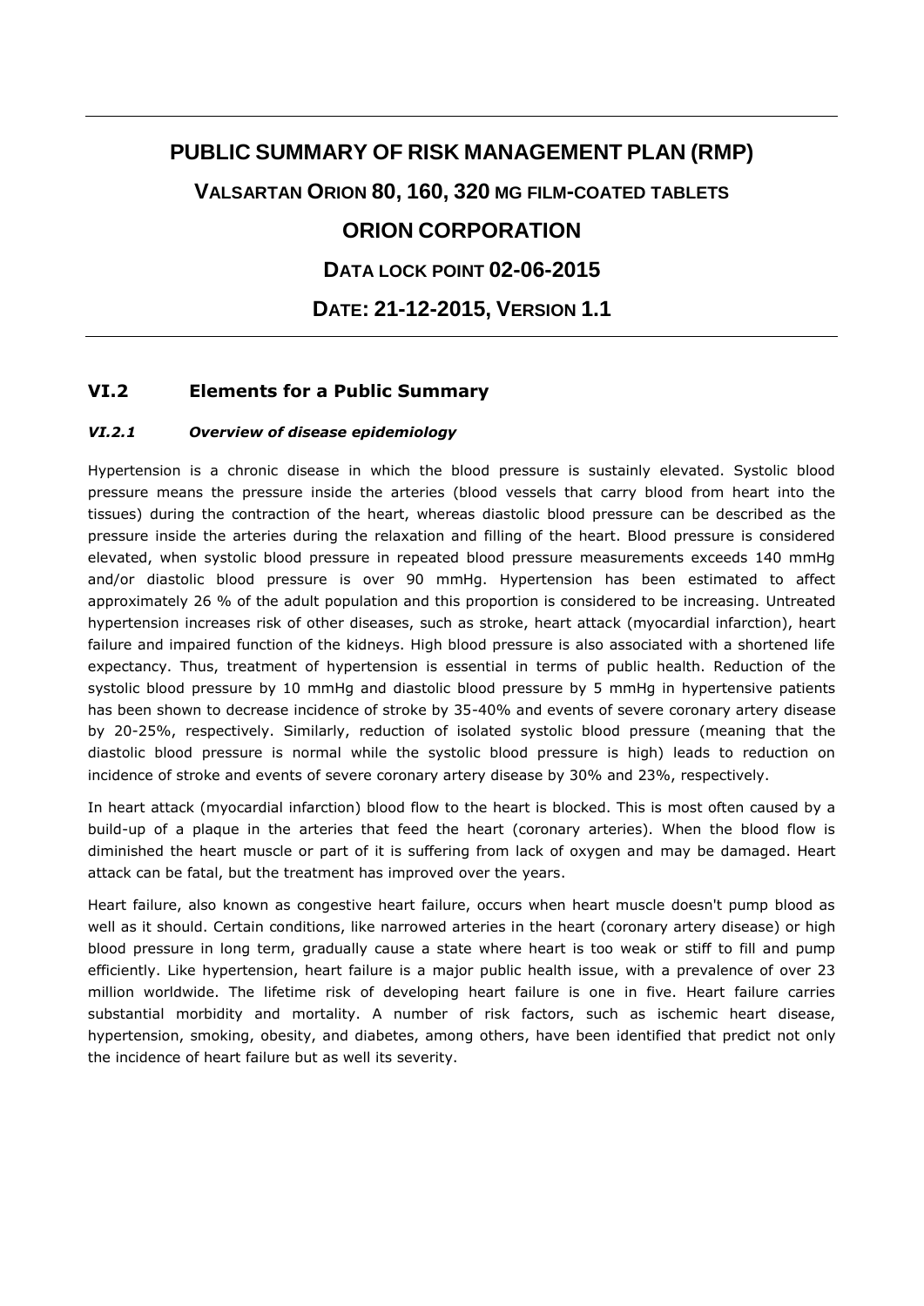# PUBLIC SUMMARY OF RISK MANAGEMENT PLAN (RMP)

## VALSARTAN ORION 80, 160, 320 MG FILM-COATED TABLETS

## ORION CORPORATION

## DATA LOCK POINT 02-06-2015

## DATE: 21-12-2015, VERSION 1.1

## VI.2 Elements for a Public Summary

### *VI.2.1 Overview of disease epidemiology*

Hypertension is a chronic disease in which the blood pressure is sustainly elevated. Systolic blood pressure means the pressure inside the arteries (blood vessels that carry blood from heart into the tissues) during the contraction of the heart, whereas diastolic blood pressure can be described as the pressure inside the arteries during the relaxation and filling of the heart. Blood pressure is considered elevated, when systolic blood pressure in repeated blood pressure measurements exceeds 140 mmHg and/or diastolic blood pressure is over 90 mmHg. Hypertension has been estimated to affect approximately 26 % of the adult population and this proportion is considered to be increasing. Untreated hypertension increases risk of other diseases, such as stroke, heart attack (myocardial infarction), heart failure and impaired function of the kidneys. High blood pressure is also associated with a shortened life expectancy. Thus, treatment of hypertension is essential in terms of public health. Reduction of the systolic blood pressure by 10 mmHg and diastolic blood pressure by 5 mmHg in hypertensive patients has been shown to decrease incidence of stroke by 35-40% and events of severe coronary artery disease by 20-25%, respectively. Similarly, reduction of isolated systolic blood pressure (meaning that the diastolic blood pressure is normal while the systolic blood pressure is high) leads to reduction on incidence of stroke and events of severe coronary artery disease by 30% and 23%, respectively.

In heart attack (myocardial infarction) blood flow to the heart is blocked. This is most often caused by a build-up of a plaque in the arteries that feed the heart (coronary arteries). When the blood flow is diminished the heart muscle or part of it is suffering from lack of oxygen and may be damaged. Heart attack can be fatal, but the treatment has improved over the years.

Heart failure, also known as congestive heart failure, occurs when heart muscle doesn't pump blood as well as it should. Certain conditions, like narrowed arteries in the heart (coronary artery disease) or high blood pressure in long term, gradually cause a state where heart is too weak or stiff to fill and pump efficiently. Like hypertension, heart failure is a major public health issue, with a prevalence of over 23 million worldwide. The lifetime risk of developing heart failure is one in five. Heart failure carries substantial morbidity and mortality. A number of risk factors, such as ischemic heart disease, hypertension, smoking, obesity, and diabetes, among others, have been identified that predict not only the incidence of heart failure but as well its severity.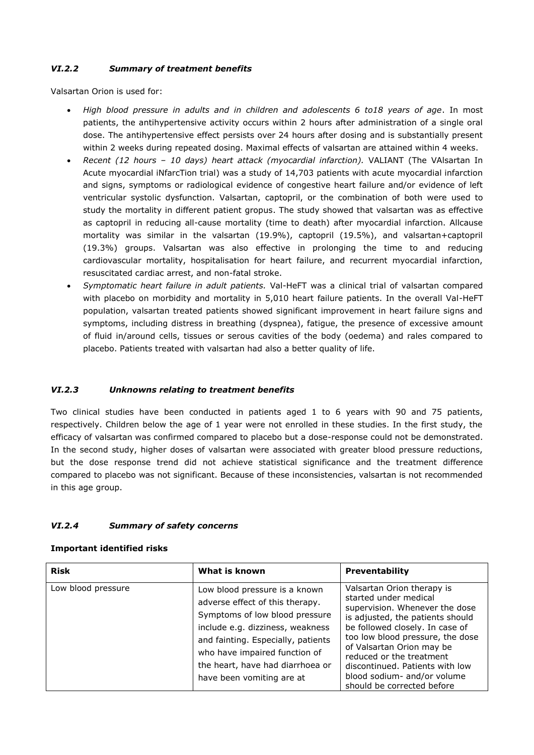### *VI.2.2 Summary of treatment benefits*

Valsartan Orion is used for:

- *High blood pressure in adults and in children and adolescents 6 to18 years of age*. In most patients, the antihypertensive activity occurs within 2 hours after administration of a single oral dose. The antihypertensive effect persists over 24 hours after dosing and is substantially present within 2 weeks during repeated dosing. Maximal effects of valsartan are attained within 4 weeks.
- *Recent (12 hours – 10 days) heart attack (myocardial infarction).* VALIANT (The VAlsartan In Acute myocardial iNfarcTion trial) was a study of 14,703 patients with acute myocardial infarction and signs, symptoms or radiological evidence of congestive heart failure and/or evidence of left ventricular systolic dysfunction. Valsartan, captopril, or the combination of both were used to study the mortality in different patient gropus. The study showed that valsartan was as effective as captopril in reducing all-cause mortality (time to death) after myocardial infarction. Allcause mortality was similar in the valsartan (19.9%), captopril (19.5%), and valsartan+captopril (19.3%) groups. Valsartan was also effective in prolonging the time to and reducing cardiovascular mortality, hospitalisation for heart failure, and recurrent myocardial infarction, resuscitated cardiac arrest, and non-fatal stroke.
- *Symptomatic heart failure in adult patients.* Val-HeFT was a clinical trial of valsartan compared with placebo on morbidity and mortality in 5,010 heart failure patients. In the overall Val-HeFT population, valsartan treated patients showed significant improvement in heart failure signs and symptoms, including distress in breathing (dyspnea), fatigue, the presence of excessive amount of fluid in/around cells, tissues or serous cavities of the body (oedema) and rales compared to placebo. Patients treated with valsartan had also a better quality of life.

### *VI.2.3 Unknowns relating to treatment benefits*

Two clinical studies have been conducted in patients aged 1 to 6 years with 90 and 75 patients, respectively. Children below the age of 1 year were not enrolled in these studies. In the first study, the efficacy of valsartan was confirmed compared to placebo but a dose-response could not be demonstrated. In the second study, higher doses of valsartan were associated with greater blood pressure reductions, but the dose response trend did not achieve statistical significance and the treatment difference compared to placebo was not significant. Because of these inconsistencies, valsartan is not recommended in this age group.

### *VI.2.4 Summary of safety concerns*

**Important identified risks**

| Risk | What is known | Preventability |
|---|---|---|
| Low blood pressure | Low blood pressure is a known adverse effect of this therapy. Symptoms of low blood pressure include e.g. dizziness, weakness and fainting. Especially, patients who have impaired function of the heart, have had diarrhoea or have been vomiting are at | Valsartan Orion therapy is started under medical supervision. Whenever the dose is adjusted, the patients should be followed closely. In case of too low blood pressure, the dose of Valsartan Orion may be reduced or the treatment discontinued. Patients with low blood sodium- and/or volume should be corrected before |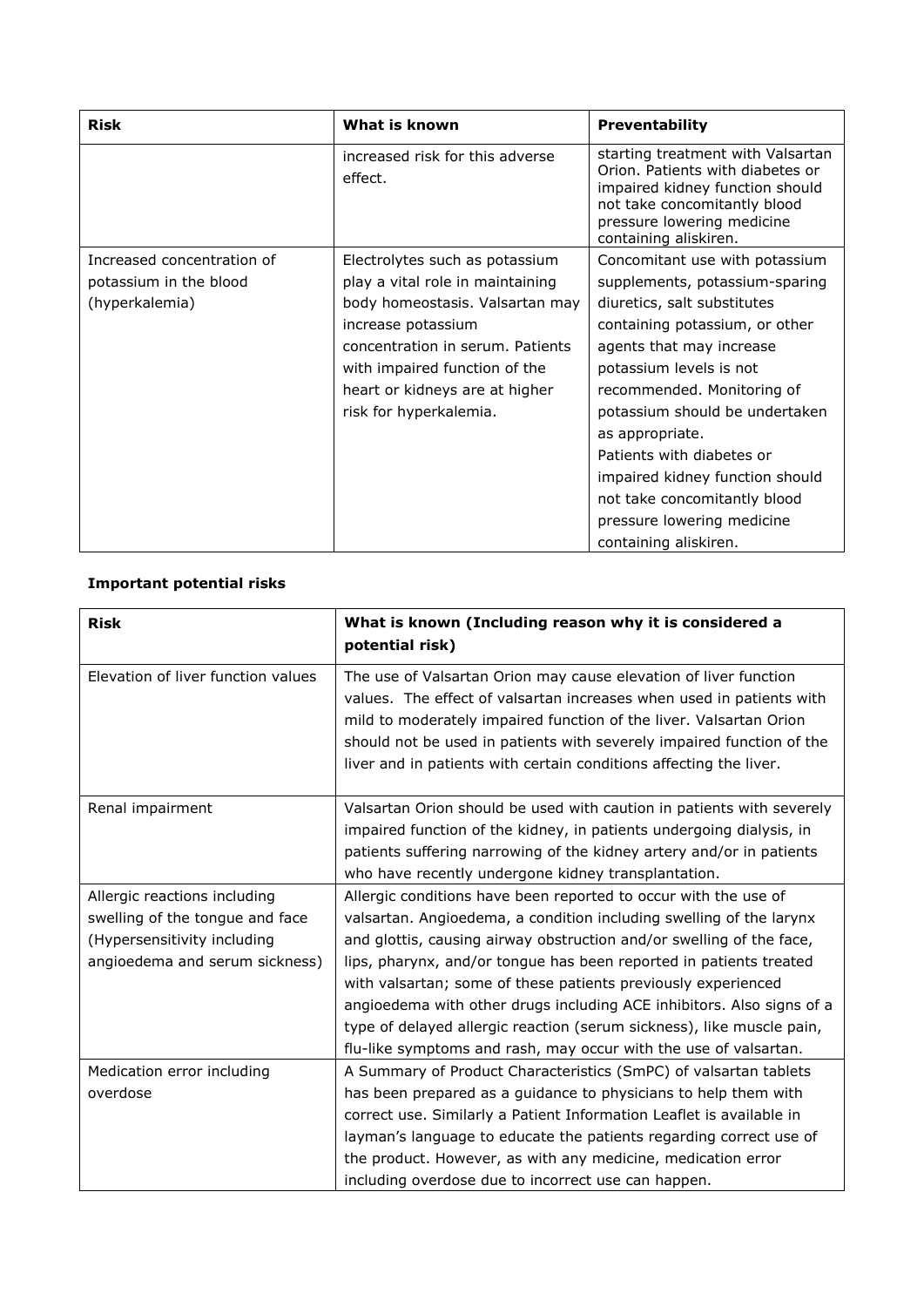| Risk | What is known | Preventability |
|---|---|---|
| | increased risk for this adverse effect. | starting treatment with Valsartan Orion. Patients with diabetes or impaired kidney function should not take concomitantly blood pressure lowering medicine containing aliskiren. |
| Increased concentration of potassium in the blood (hyperkalemia) | Electrolytes such as potassium play a vital role in maintaining body homeostasis. Valsartan may increase potassium concentration in serum. Patients with impaired function of the heart or kidneys are at higher risk for hyperkalemia. | Concomitant use with potassium supplements, potassium-sparing diuretics, salt substitutes containing potassium, or other agents that may increase potassium levels is not recommended. Monitoring of potassium should be undertaken as appropriate.<br>Patients with diabetes or impaired kidney function should not take concomitantly blood pressure lowering medicine containing aliskiren. |

**Important potential risks**

| Risk | What is known (Including reason why it is considered a potential risk) |
|---|---|
| Elevation of liver function values | The use of Valsartan Orion may cause elevation of liver function values. The effect of valsartan increases when used in patients with mild to moderately impaired function of the liver. Valsartan Orion should not be used in patients with severely impaired function of the liver and in patients with certain conditions affecting the liver. |
| Renal impairment | Valsartan Orion should be used with caution in patients with severely impaired function of the kidney, in patients undergoing dialysis, in patients suffering narrowing of the kidney artery and/or in patients who have recently undergone kidney transplantation. |
| Allergic reactions including swelling of the tongue and face (Hypersensitivity including angioedema and serum sickness) | Allergic conditions have been reported to occur with the use of valsartan. Angioedema, a condition including swelling of the larynx and glottis, causing airway obstruction and/or swelling of the face, lips, pharynx, and/or tongue has been reported in patients treated with valsartan; some of these patients previously experienced angioedema with other drugs including ACE inhibitors. Also signs of a type of delayed allergic reaction (serum sickness), like muscle pain, flu-like symptoms and rash, may occur with the use of valsartan. |
| Medication error including overdose | A Summary of Product Characteristics (SmPC) of valsartan tablets has been prepared as a guidance to physicians to help them with correct use. Similarly a Patient Information Leaflet is available in layman's language to educate the patients regarding correct use of the product. However, as with any medicine, medication error including overdose due to incorrect use can happen. |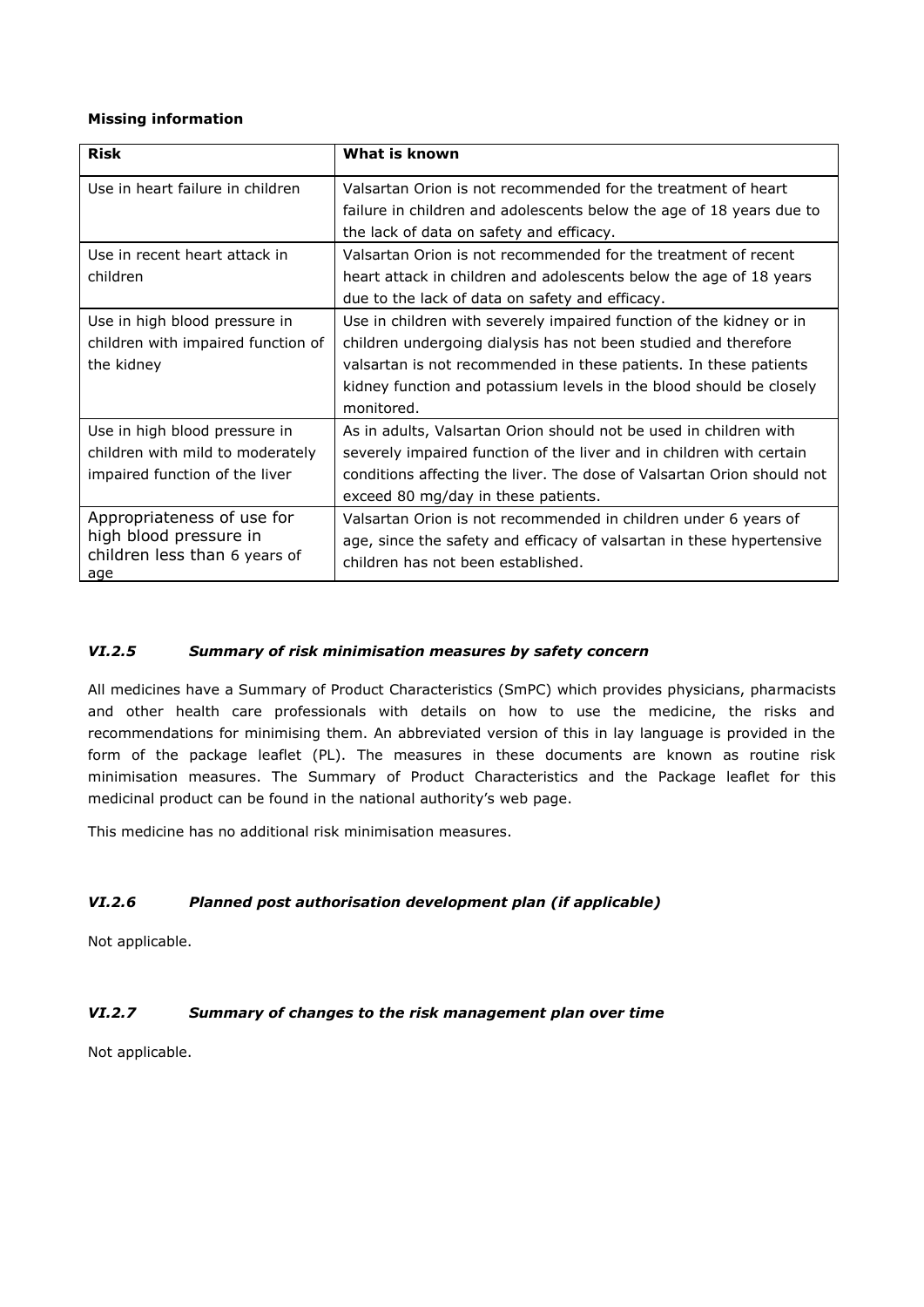**Missing information**

| Risk | What is known |
| --- | --- |
| Use in heart failure in children | Valsartan Orion is not recommended for the treatment of heart failure in children and adolescents below the age of 18 years due to the lack of data on safety and efficacy. |
| Use in recent heart attack in children | Valsartan Orion is not recommended for the treatment of recent heart attack in children and adolescents below the age of 18 years due to the lack of data on safety and efficacy. |
| Use in high blood pressure in children with impaired function of the kidney | Use in children with severely impaired function of the kidney or in children undergoing dialysis has not been studied and therefore valsartan is not recommended in these patients. In these patients kidney function and potassium levels in the blood should be closely monitored. |
| Use in high blood pressure in children with mild to moderately impaired function of the liver | As in adults, Valsartan Orion should not be used in children with severely impaired function of the liver and in children with certain conditions affecting the liver. The dose of Valsartan Orion should not exceed 80 mg/day in these patients. |
| Appropriateness of use for high blood pressure in children less than 6 years of age | Valsartan Orion is not recommended in children under 6 years of age, since the safety and efficacy of valsartan in these hypertensive children has not been established. |

### *VI.2.5 Summary of risk minimisation measures by safety concern*

All medicines have a Summary of Product Characteristics (SmPC) which provides physicians, pharmacists and other health care professionals with details on how to use the medicine, the risks and recommendations for minimising them. An abbreviated version of this in lay language is provided in the form of the package leaflet (PL). The measures in these documents are known as routine risk minimisation measures. The Summary of Product Characteristics and the Package leaflet for this medicinal product can be found in the national authority's web page.

This medicine has no additional risk minimisation measures.

### *VI.2.6 Planned post authorisation development plan (if applicable)*

Not applicable.

### *VI.2.7 Summary of changes to the risk management plan over time*

Not applicable.